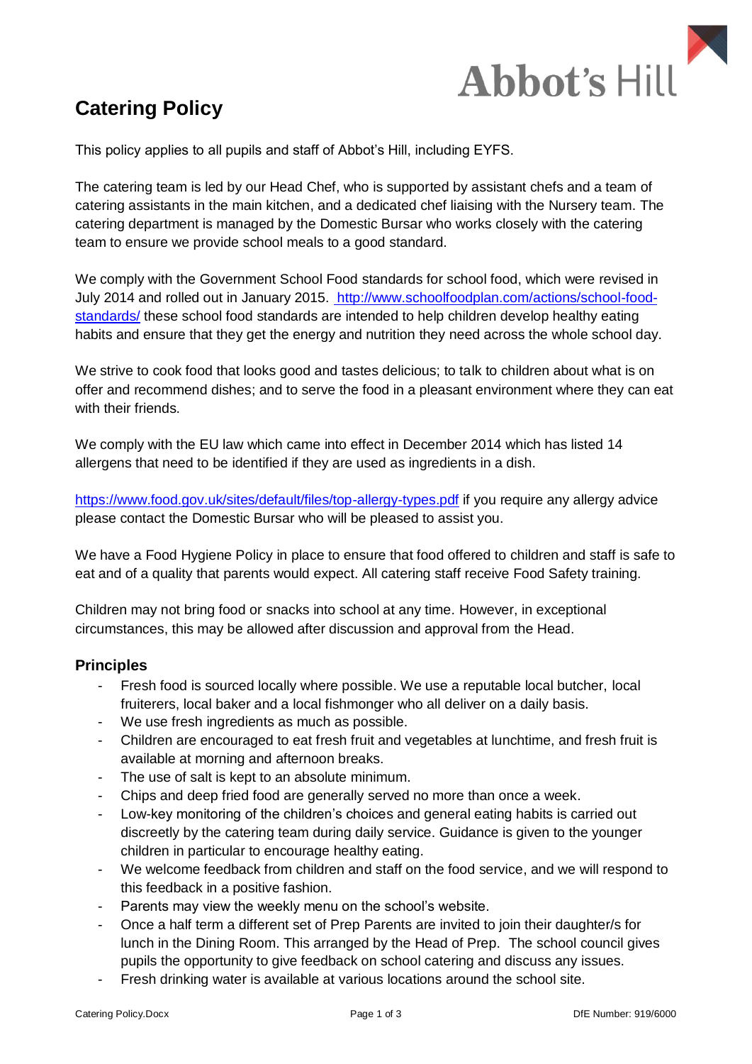Abbot's Hill

# Catering Policy

This policy applies to all pupils and staff of Abbot's Hill, including EYFS.

The catering team is led by our Head Chef, who is supported by assistant chefs and a team of catering assistants in the main kitchen, and a dedicated chef liaising with the Nursery team. The catering department is managed by the Domestic Bursar who works closely with the catering team to ensure we provide school meals to a good standard.

We comply with the Government School Food standards for school food, which were revised in July 2014 and rolled out in January 2015. http://www.schoolfoodplan.com/actions/school-food-standards/ these school food standards are intended to help children develop healthy eating habits and ensure that they get the energy and nutrition they need across the whole school day.

We strive to cook food that looks good and tastes delicious; to talk to children about what is on offer and recommend dishes; and to serve the food in a pleasant environment where they can eat with their friends.

We comply with the EU law which came into effect in December 2014 which has listed 14 allergens that need to be identified if they are used as ingredients in a dish.

https://www.food.gov.uk/sites/default/files/top-allergy-types.pdf if you require any allergy advice please contact the Domestic Bursar who will be pleased to assist you.

We have a Food Hygiene Policy in place to ensure that food offered to children and staff is safe to eat and of a quality that parents would expect. All catering staff receive Food Safety training.

Children may not bring food or snacks into school at any time. However, in exceptional circumstances, this may be allowed after discussion and approval from the Head.

## Principles

- Fresh food is sourced locally where possible. We use a reputable local butcher, local fruiterers, local baker and a local fishmonger who all deliver on a daily basis.
- We use fresh ingredients as much as possible.
- Children are encouraged to eat fresh fruit and vegetables at lunchtime, and fresh fruit is available at morning and afternoon breaks.
- The use of salt is kept to an absolute minimum.
- Chips and deep fried food are generally served no more than once a week.
- Low-key monitoring of the children's choices and general eating habits is carried out discreetly by the catering team during daily service. Guidance is given to the younger children in particular to encourage healthy eating.
- We welcome feedback from children and staff on the food service, and we will respond to this feedback in a positive fashion.
- Parents may view the weekly menu on the school's website.
- Once a half term a different set of Prep Parents are invited to join their daughter/s for lunch in the Dining Room. This arranged by the Head of Prep. The school council gives pupils the opportunity to give feedback on school catering and discuss any issues.
- Fresh drinking water is available at various locations around the school site.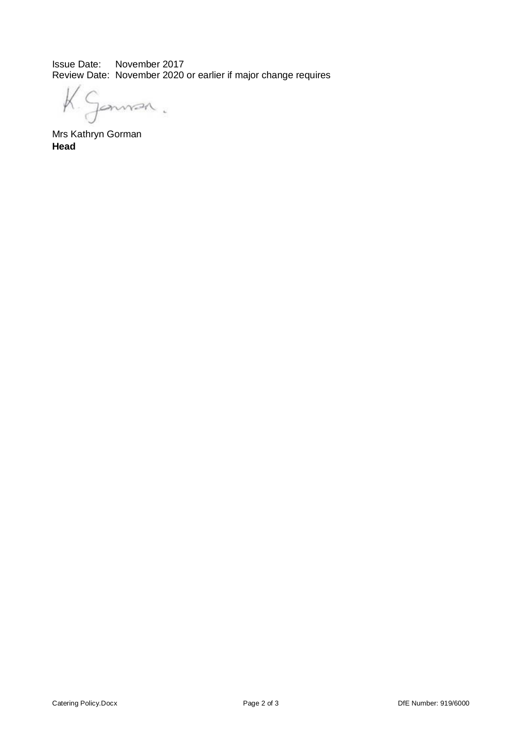Issue Date: November 2017
Review Date: November 2020 or earlier if major change requires

Mrs Kathryn Gorman
**Head**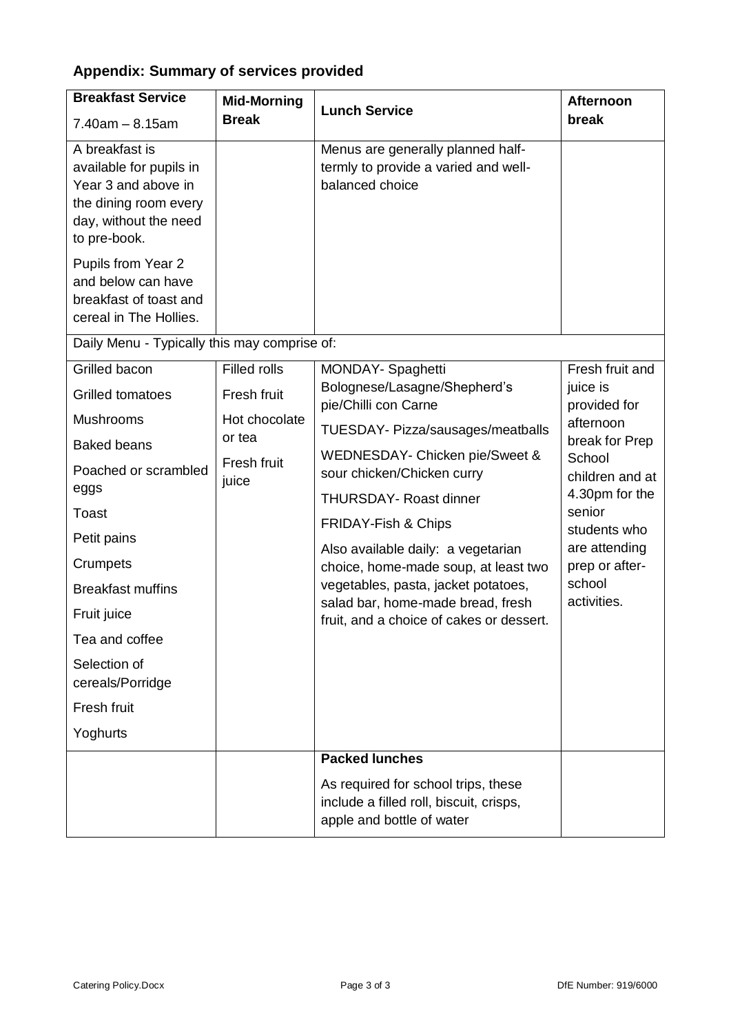## Appendix: Summary of services provided

| Breakfast Service<br>7.40am – 8.15am | Mid-Morning Break | Lunch Service | Afternoon break |
|---|---|---|---|
| A breakfast is available for pupils in Year 3 and above in the dining room every day, without the need to pre-book.<br><br>Pupils from Year 2 and below can have breakfast of toast and cereal in The Hollies. | | Menus are generally planned half-termly to provide a varied and well-balanced choice | |
| Daily Menu - Typically this may comprise of: | | | |
| Grilled bacon<br>Grilled tomatoes<br>Mushrooms<br>Baked beans<br>Poached or scrambled eggs<br>Toast<br>Petit pains<br>Crumpets<br>Breakfast muffins<br>Fruit juice<br>Tea and coffee<br>Selection of cereals/Porridge<br>Fresh fruit<br>Yoghurts | Filled rolls<br>Fresh fruit<br>Hot chocolate or tea<br>Fresh fruit juice | MONDAY- Spaghetti Bolognese/Lasagne/Shepherd's pie/Chilli con Carne<br>TUESDAY- Pizza/sausages/meatballs<br>WEDNESDAY- Chicken pie/Sweet & sour chicken/Chicken curry<br>THURSDAY- Roast dinner<br>FRIDAY-Fish & Chips<br>Also available daily: a vegetarian choice, home-made soup, at least two vegetables, pasta, jacket potatoes, salad bar, home-made bread, fresh fruit, and a choice of cakes or dessert. | Fresh fruit and juice is provided for afternoon break for Prep School children and at 4.30pm for the senior students who are attending prep or after-school activities. |
| | | **Packed lunches**<br>As required for school trips, these include a filled roll, biscuit, crisps, apple and bottle of water | |